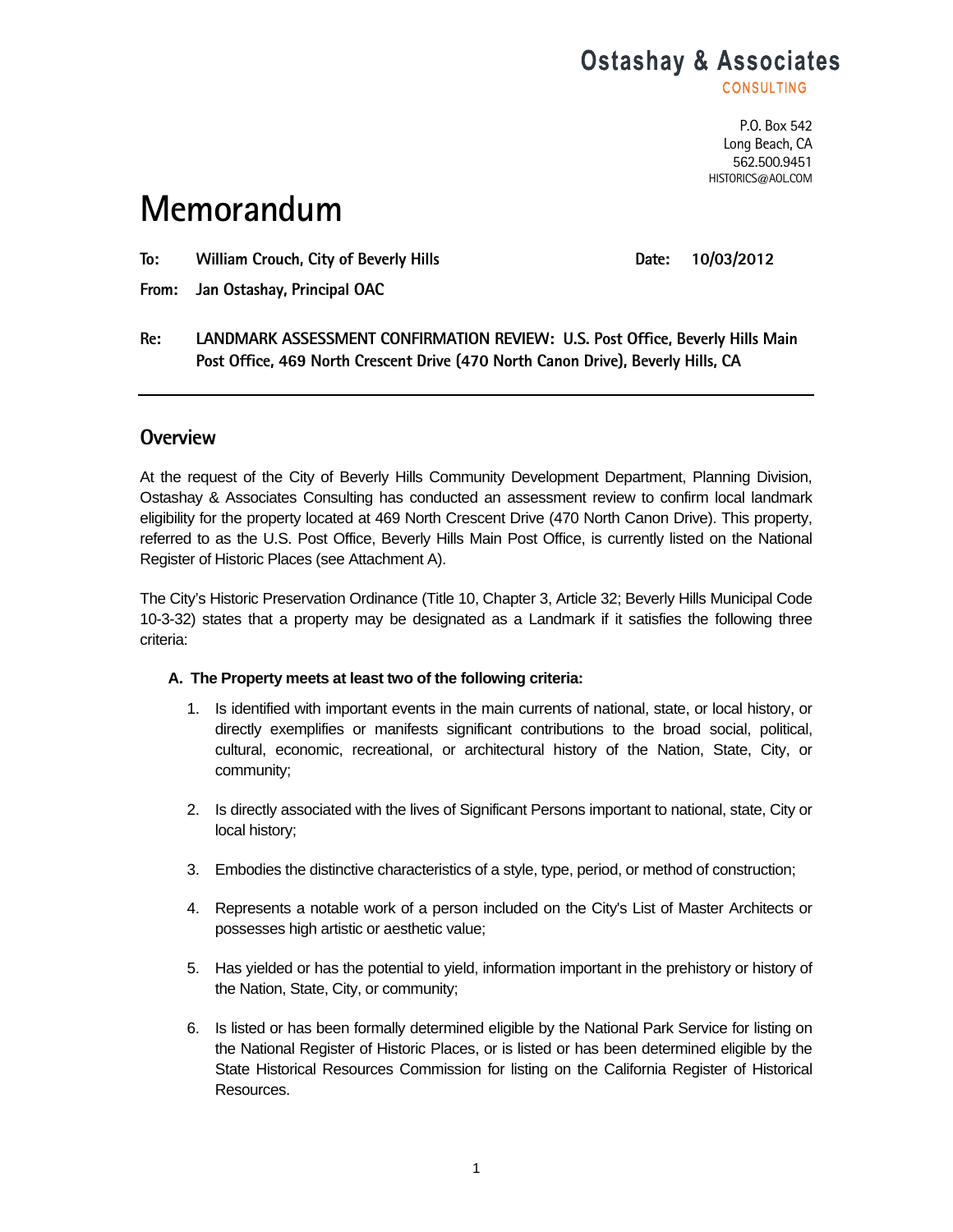# Ostashay & Associates
CONSULTING

P.O. Box 542
Long Beach, CA
562.500.9451
HISTORICS@AOL.COM

# Memorandum

**To:** William Crouch, City of Beverly Hills **Date:** 10/03/2012

**From:** Jan Ostashay, Principal OAC

**Re:** LANDMARK ASSESSMENT CONFIRMATION REVIEW: U.S. Post Office, Beverly Hills Main Post Office, 469 North Crescent Drive (470 North Canon Drive), Beverly Hills, CA

---

## Overview

At the request of the City of Beverly Hills Community Development Department, Planning Division, Ostashay & Associates Consulting has conducted an assessment review to confirm local landmark eligibility for the property located at 469 North Crescent Drive (470 North Canon Drive). This property, referred to as the U.S. Post Office, Beverly Hills Main Post Office, is currently listed on the National Register of Historic Places (see Attachment A).

The City's Historic Preservation Ordinance (Title 10, Chapter 3, Article 32; Beverly Hills Municipal Code 10-3-32) states that a property may be designated as a Landmark if it satisfies the following three criteria:

**A. The Property meets at least two of the following criteria:**

1. Is identified with important events in the main currents of national, state, or local history, or directly exemplifies or manifests significant contributions to the broad social, political, cultural, economic, recreational, or architectural history of the Nation, State, City, or community;

2. Is directly associated with the lives of Significant Persons important to national, state, City or local history;

3. Embodies the distinctive characteristics of a style, type, period, or method of construction;

4. Represents a notable work of a person included on the City's List of Master Architects or possesses high artistic or aesthetic value;

5. Has yielded or has the potential to yield, information important in the prehistory or history of the Nation, State, City, or community;

6. Is listed or has been formally determined eligible by the National Park Service for listing on the National Register of Historic Places, or is listed or has been determined eligible by the State Historical Resources Commission for listing on the California Register of Historical Resources.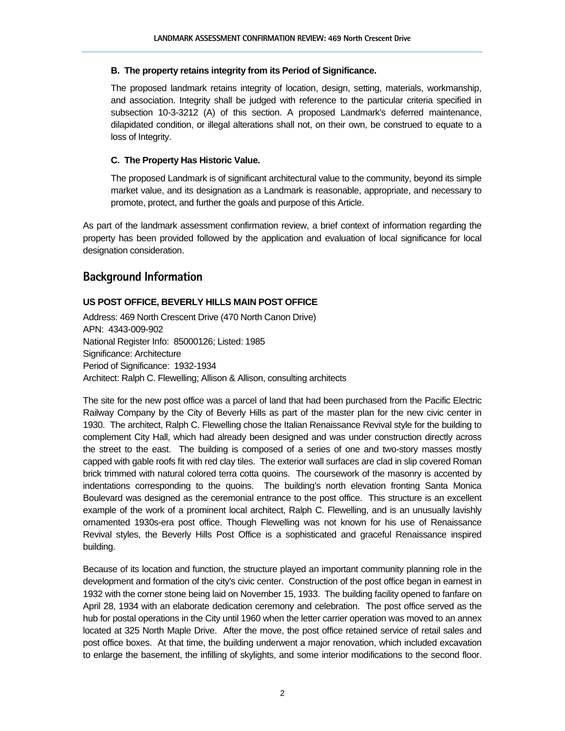**B. The property retains integrity from its Period of Significance.**

The proposed landmark retains integrity of location, design, setting, materials, workmanship, and association. Integrity shall be judged with reference to the particular criteria specified in subsection 10-3-3212 (A) of this section. A proposed Landmark's deferred maintenance, dilapidated condition, or illegal alterations shall not, on their own, be construed to equate to a loss of Integrity.

**C. The Property Has Historic Value.**

The proposed Landmark is of significant architectural value to the community, beyond its simple market value, and its designation as a Landmark is reasonable, appropriate, and necessary to promote, protect, and further the goals and purpose of this Article.

As part of the landmark assessment confirmation review, a brief context of information regarding the property has been provided followed by the application and evaluation of local significance for local designation consideration.

## Background Information

**US POST OFFICE, BEVERLY HILLS MAIN POST OFFICE**

Address: 469 North Crescent Drive (470 North Canon Drive)
APN: 4343-009-902
National Register Info: 85000126; Listed: 1985
Significance: Architecture
Period of Significance: 1932-1934
Architect: Ralph C. Flewelling; Allison & Allison, consulting architects

The site for the new post office was a parcel of land that had been purchased from the Pacific Electric Railway Company by the City of Beverly Hills as part of the master plan for the new civic center in 1930. The architect, Ralph C. Flewelling chose the Italian Renaissance Revival style for the building to complement City Hall, which had already been designed and was under construction directly across the street to the east. The building is composed of a series of one and two-story masses mostly capped with gable roofs fit with red clay tiles. The exterior wall surfaces are clad in slip covered Roman brick trimmed with natural colored terra cotta quoins. The coursework of the masonry is accented by indentations corresponding to the quoins. The building's north elevation fronting Santa Monica Boulevard was designed as the ceremonial entrance to the post office. This structure is an excellent example of the work of a prominent local architect, Ralph C. Flewelling, and is an unusually lavishly ornamented 1930s-era post office. Though Flewelling was not known for his use of Renaissance Revival styles, the Beverly Hills Post Office is a sophisticated and graceful Renaissance inspired building.

Because of its location and function, the structure played an important community planning role in the development and formation of the city's civic center. Construction of the post office began in earnest in 1932 with the corner stone being laid on November 15, 1933. The building facility opened to fanfare on April 28, 1934 with an elaborate dedication ceremony and celebration. The post office served as the hub for postal operations in the City until 1960 when the letter carrier operation was moved to an annex located at 325 North Maple Drive. After the move, the post office retained service of retail sales and post office boxes. At that time, the building underwent a major renovation, which included excavation to enlarge the basement, the infilling of skylights, and some interior modifications to the second floor.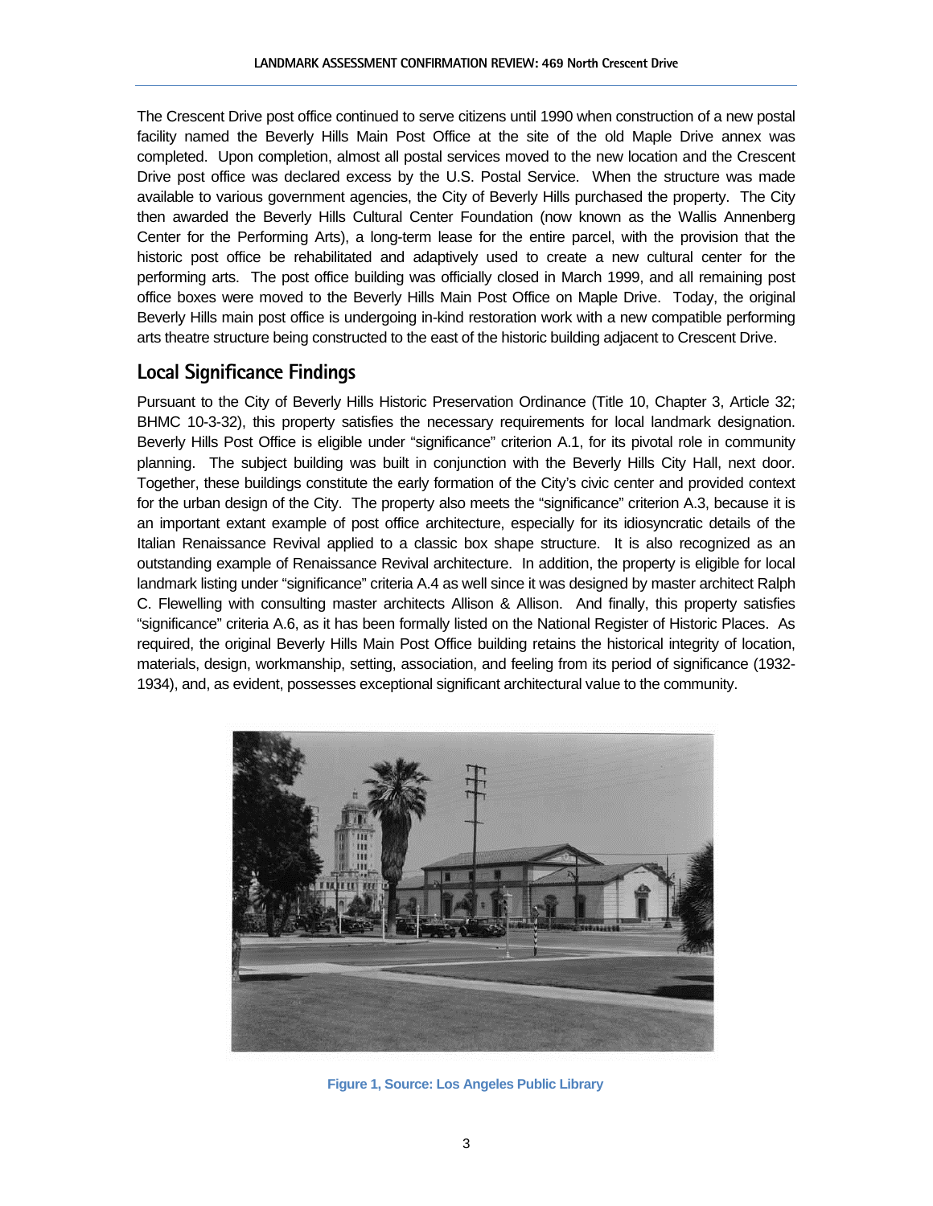The Crescent Drive post office continued to serve citizens until 1990 when construction of a new postal facility named the Beverly Hills Main Post Office at the site of the old Maple Drive annex was completed. Upon completion, almost all postal services moved to the new location and the Crescent Drive post office was declared excess by the U.S. Postal Service. When the structure was made available to various government agencies, the City of Beverly Hills purchased the property. The City then awarded the Beverly Hills Cultural Center Foundation (now known as the Wallis Annenberg Center for the Performing Arts), a long-term lease for the entire parcel, with the provision that the historic post office be rehabilitated and adaptively used to create a new cultural center for the performing arts. The post office building was officially closed in March 1999, and all remaining post office boxes were moved to the Beverly Hills Main Post Office on Maple Drive. Today, the original Beverly Hills main post office is undergoing in-kind restoration work with a new compatible performing arts theatre structure being constructed to the east of the historic building adjacent to Crescent Drive.

## Local Significance Findings

Pursuant to the City of Beverly Hills Historic Preservation Ordinance (Title 10, Chapter 3, Article 32; BHMC 10-3-32), this property satisfies the necessary requirements for local landmark designation. Beverly Hills Post Office is eligible under "significance" criterion A.1, for its pivotal role in community planning. The subject building was built in conjunction with the Beverly Hills City Hall, next door. Together, these buildings constitute the early formation of the City's civic center and provided context for the urban design of the City. The property also meets the "significance" criterion A.3, because it is an important extant example of post office architecture, especially for its idiosyncratic details of the Italian Renaissance Revival applied to a classic box shape structure. It is also recognized as an outstanding example of Renaissance Revival architecture. In addition, the property is eligible for local landmark listing under "significance" criteria A.4 as well since it was designed by master architect Ralph C. Flewelling with consulting master architects Allison & Allison. And finally, this property satisfies "significance" criteria A.6, as it has been formally listed on the National Register of Historic Places. As required, the original Beverly Hills Main Post Office building retains the historical integrity of location, materials, design, workmanship, setting, association, and feeling from its period of significance (1932-1934), and, as evident, possesses exceptional significant architectural value to the community.

Figure 1, Source: Los Angeles Public Library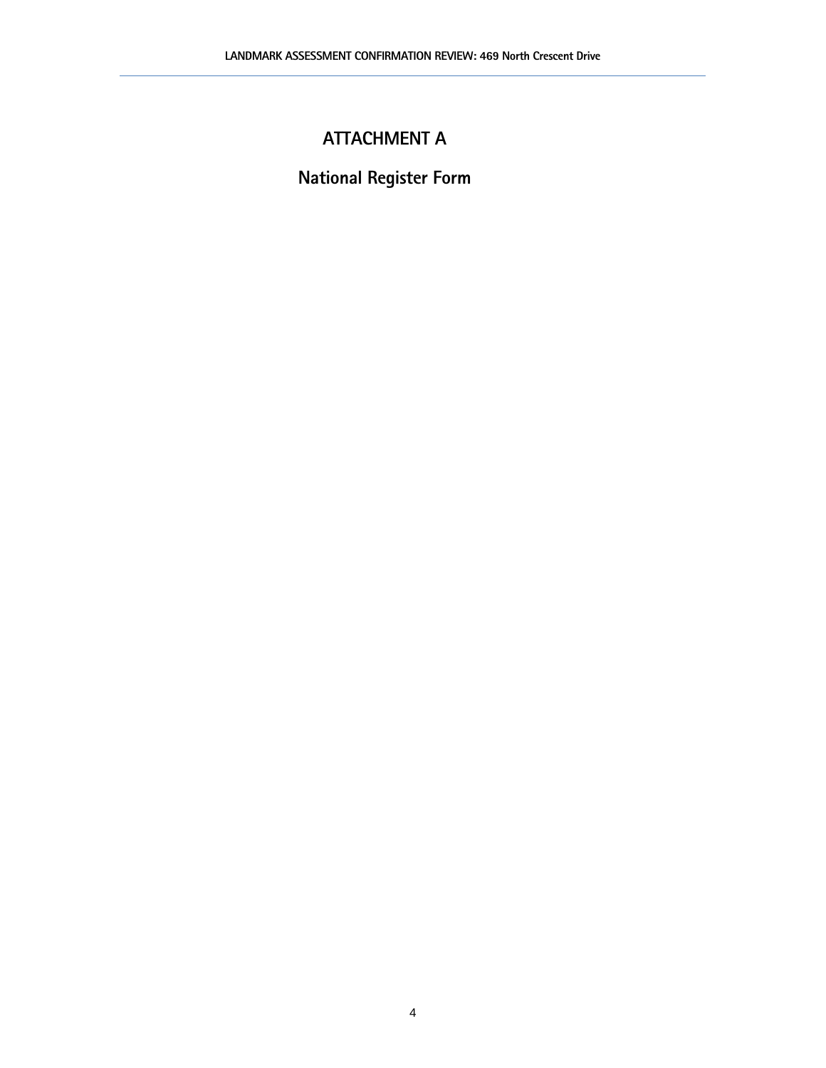# ATTACHMENT A

## National Register Form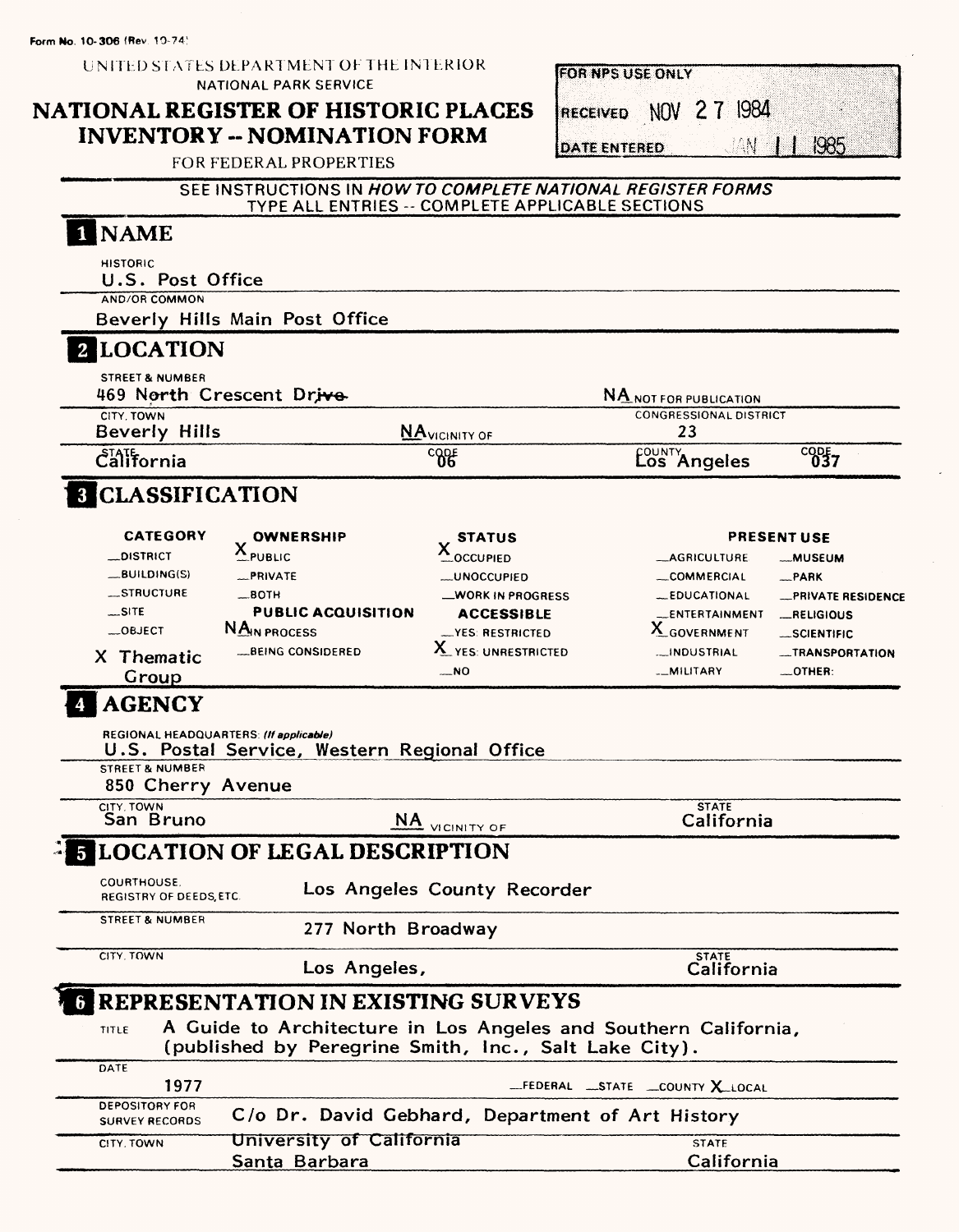Form No. 10-306 (Rev. 10-74)

UNITED STATES DEPARTMENT OF THE INTERIOR
NATIONAL PARK SERVICE

# NATIONAL REGISTER OF HISTORIC PLACES INVENTORY -- NOMINATION FORM

FOR FEDERAL PROPERTIES

| FOR NPS USE ONLY | |
|---|---|
| RECEIVED | NOV 27 1984 |
| DATE ENTERED | JAN 11 1985 |

SEE INSTRUCTIONS IN *HOW TO COMPLETE NATIONAL REGISTER FORMS*
TYPE ALL ENTRIES -- COMPLETE APPLICABLE SECTIONS

## 1 NAME

HISTORIC
U.S. Post Office

AND/OR COMMON
Beverly Hills Main Post Office

## 2 LOCATION

STREET & NUMBER
469 North Crescent Drive

NA NOT FOR PUBLICATION

CITY, TOWN
Beverly Hills

NA VICINITY OF

CONGRESSIONAL DISTRICT
23

STATE
California

CODE
06

COUNTY
Los Angeles

CODE
037

## 3 CLASSIFICATION

| CATEGORY | OWNERSHIP | STATUS | PRESENT USE | |
|---|---|---|---|---|
| __DISTRICT | X PUBLIC | X OCCUPIED | __AGRICULTURE | __MUSEUM |
| __BUILDING(S) | __PRIVATE | __UNOCCUPIED | __COMMERCIAL | __PARK |
| __STRUCTURE | __BOTH | __WORK IN PROGRESS | __EDUCATIONAL | __PRIVATE RESIDENCE |
| __SITE | **PUBLIC ACQUISITION** | **ACCESSIBLE** | __ENTERTAINMENT | __RELIGIOUS |
| __OBJECT | NA IN PROCESS | __YES: RESTRICTED | X GOVERNMENT | __SCIENTIFIC |
| X Thematic Group | __BEING CONSIDERED | X YES: UNRESTRICTED | __INDUSTRIAL | __TRANSPORTATION |
| | | __NO | __MILITARY | __OTHER: |

## 4 AGENCY

REGIONAL HEADQUARTERS: *(If applicable)*
U.S. Postal Service, Western Regional Office

STREET & NUMBER
850 Cherry Avenue

CITY, TOWN
San Bruno

NA VICINITY OF

STATE
California

## 5 LOCATION OF LEGAL DESCRIPTION

COURTHOUSE, REGISTRY OF DEEDS, ETC.
Los Angeles County Recorder

STREET & NUMBER
277 North Broadway

CITY, TOWN
Los Angeles,

STATE
California

## 6 REPRESENTATION IN EXISTING SURVEYS

TITLE
A Guide to Architecture in Los Angeles and Southern California, (published by Peregrine Smith, Inc., Salt Lake City).

DATE
1977

__FEDERAL __STATE __COUNTY X LOCAL

DEPOSITORY FOR SURVEY RECORDS
C/o Dr. David Gebhard, Department of Art History

CITY, TOWN
University of California
Santa Barbara

STATE
California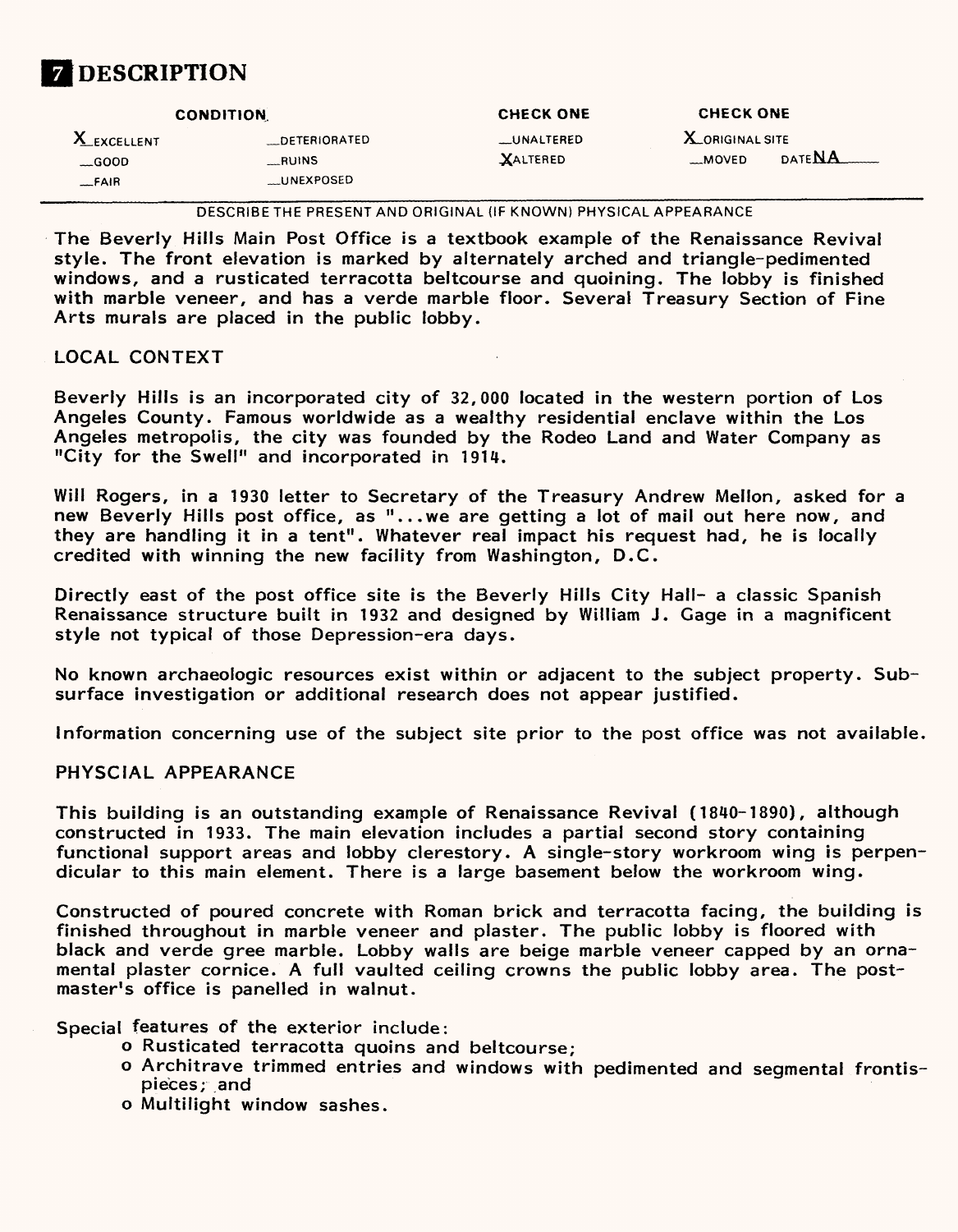# 7 DESCRIPTION

| CONDITION | | CHECK ONE | CHECK ONE |
|---|---|---|---|
| X EXCELLENT | _DETERIORATED | _UNALTERED | X ORIGINAL SITE |
| _GOOD | _RUINS | X ALTERED | _MOVED DATE NA |
| _FAIR | _UNEXPOSED | | |

DESCRIBE THE PRESENT AND ORIGINAL (IF KNOWN) PHYSICAL APPEARANCE

The Beverly Hills Main Post Office is a textbook example of the Renaissance Revival style. The front elevation is marked by alternately arched and triangle-pedimented windows, and a rusticated terracotta beltcourse and quoining. The lobby is finished with marble veneer, and has a verde marble floor. Several Treasury Section of Fine Arts murals are placed in the public lobby.

LOCAL CONTEXT

Beverly Hills is an incorporated city of 32,000 located in the western portion of Los Angeles County. Famous worldwide as a wealthy residential enclave within the Los Angeles metropolis, the city was founded by the Rodeo Land and Water Company as "City for the Swell" and incorporated in 1914.

Will Rogers, in a 1930 letter to Secretary of the Treasury Andrew Mellon, asked for a new Beverly Hills post office, as "...we are getting a lot of mail out here now, and they are handling it in a tent". Whatever real impact his request had, he is locally credited with winning the new facility from Washington, D.C.

Directly east of the post office site is the Beverly Hills City Hall- a classic Spanish Renaissance structure built in 1932 and designed by William J. Gage in a magnificent style not typical of those Depression-era days.

No known archaeologic resources exist within or adjacent to the subject property. Subsurface investigation or additional research does not appear justified.

Information concerning use of the subject site prior to the post office was not available.

PHYSCIAL APPEARANCE

This building is an outstanding example of Renaissance Revival (1840-1890), although constructed in 1933. The main elevation includes a partial second story containing functional support areas and lobby clerestory. A single-story workroom wing is perpendicular to this main element. There is a large basement below the workroom wing.

Constructed of poured concrete with Roman brick and terracotta facing, the building is finished throughout in marble veneer and plaster. The public lobby is floored with black and verde gree marble. Lobby walls are beige marble veneer capped by an ornamental plaster cornice. A full vaulted ceiling crowns the public lobby area. The postmaster's office is panelled in walnut.

Special features of the exterior include:

- Rusticated terracotta quoins and beltcourse;
- Architrave trimmed entries and windows with pedimented and segmental frontispieces; and
- Multilight window sashes.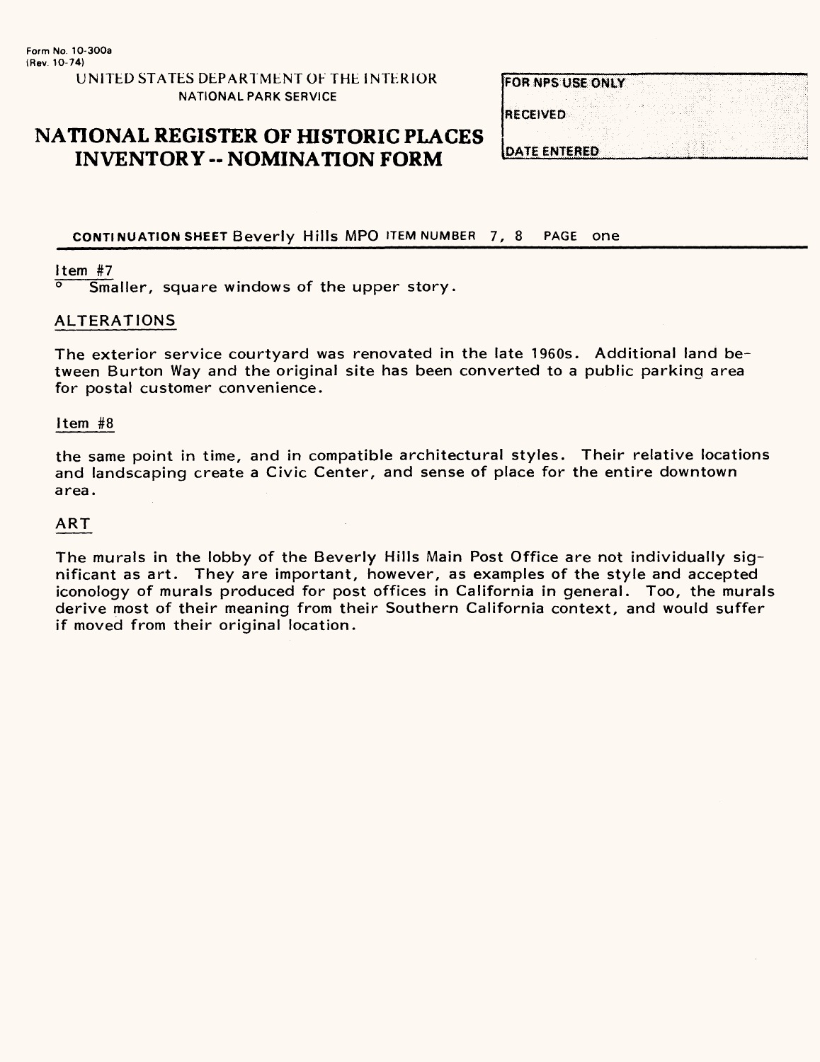Form No. 10-300a
(Rev. 10-74)

UNITED STATES DEPARTMENT OF THE INTERIOR
NATIONAL PARK SERVICE

# NATIONAL REGISTER OF HISTORIC PLACES INVENTORY -- NOMINATION FORM

| FOR NPS USE ONLY |
| --- |
| RECEIVED |
| DATE ENTERED |

**CONTINUATION SHEET** Beverly Hills MPO **ITEM NUMBER** 7, 8 **PAGE** one

Item #7

° Smaller, square windows of the upper story.

ALTERATIONS

The exterior service courtyard was renovated in the late 1960s. Additional land between Burton Way and the original site has been converted to a public parking area for postal customer convenience.

Item #8

the same point in time, and in compatible architectural styles. Their relative locations and landscaping create a Civic Center, and sense of place for the entire downtown area.

ART

The murals in the lobby of the Beverly Hills Main Post Office are not individually significant as art. They are important, however, as examples of the style and accepted iconology of murals produced for post offices in California in general. Too, the murals derive most of their meaning from their Southern California context, and would suffer if moved from their original location.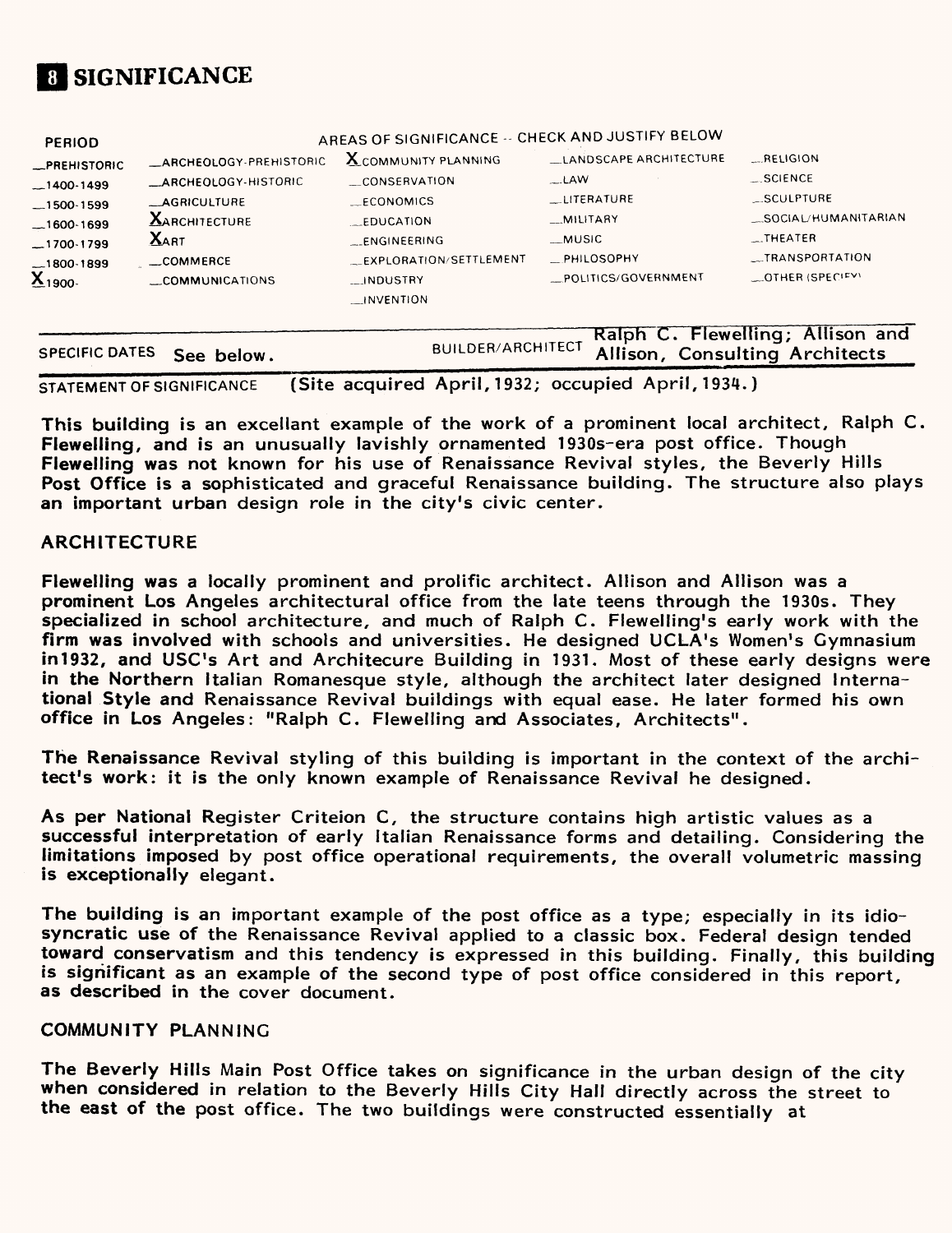# 8 SIGNIFICANCE

| PERIOD | AREAS OF SIGNIFICANCE -- CHECK AND JUSTIFY BELOW | | | |
|---|---|---|---|---|
| _PREHISTORIC | _ARCHEOLOGY-PREHISTORIC | X COMMUNITY PLANNING | _LANDSCAPE ARCHITECTURE | _RELIGION |
| _1400-1499 | _ARCHEOLOGY-HISTORIC | _CONSERVATION | _LAW | _SCIENCE |
| _1500-1599 | _AGRICULTURE | _ECONOMICS | _LITERATURE | _SCULPTURE |
| _1600-1699 | X ARCHITECTURE | _EDUCATION | _MILITARY | _SOCIAL/HUMANITARIAN |
| _1700-1799 | X ART | _ENGINEERING | _MUSIC | _THEATER |
| _1800-1899 | _COMMERCE | _EXPLORATION/SETTLEMENT | _PHILOSOPHY | _TRANSPORTATION |
| X 1900- | _COMMUNICATIONS | _INDUSTRY | _POLITICS/GOVERNMENT | _OTHER (SPECIFY) |
| | | _INVENTION | | |

SPECIFIC DATES See below. BUILDER/ARCHITECT Ralph C. Flewelling; Allison and Allison, Consulting Architects

STATEMENT OF SIGNIFICANCE (Site acquired April, 1932; occupied April, 1934.)

This building is an excellant example of the work of a prominent local architect, Ralph C. Flewelling, and is an unusually lavishly ornamented 1930s-era post office. Though Flewelling was not known for his use of Renaissance Revival styles, the Beverly Hills Post Office is a sophisticated and graceful Renaissance building. The structure also plays an important urban design role in the city's civic center.

## ARCHITECTURE

Flewelling was a locally prominent and prolific architect. Allison and Allison was a prominent Los Angeles architectural office from the late teens through the 1930s. They specialized in school architecture, and much of Ralph C. Flewelling's early work with the firm was involved with schools and universities. He designed UCLA's Women's Gymnasium in1932, and USC's Art and Architecure Building in 1931. Most of these early designs were in the Northern Italian Romanesque style, although the architect later designed International Style and Renaissance Revival buildings with equal ease. He later formed his own office in Los Angeles: "Ralph C. Flewelling and Associates, Architects".

The Renaissance Revival styling of this building is important in the context of the architect's work: it is the only known example of Renaissance Revival he designed.

As per National Register Criteion C, the structure contains high artistic values as a successful interpretation of early Italian Renaissance forms and detailing. Considering the limitations imposed by post office operational requirements, the overall volumetric massing is exceptionally elegant.

The building is an important example of the post office as a type; especially in its idiosyncratic use of the Renaissance Revival applied to a classic box. Federal design tended toward conservatism and this tendency is expressed in this building. Finally, this building is significant as an example of the second type of post office considered in this report, as described in the cover document.

## COMMUNITY PLANNING

The Beverly Hills Main Post Office takes on significance in the urban design of the city when considered in relation to the Beverly Hills City Hall directly across the street to the east of the post office. The two buildings were constructed essentially at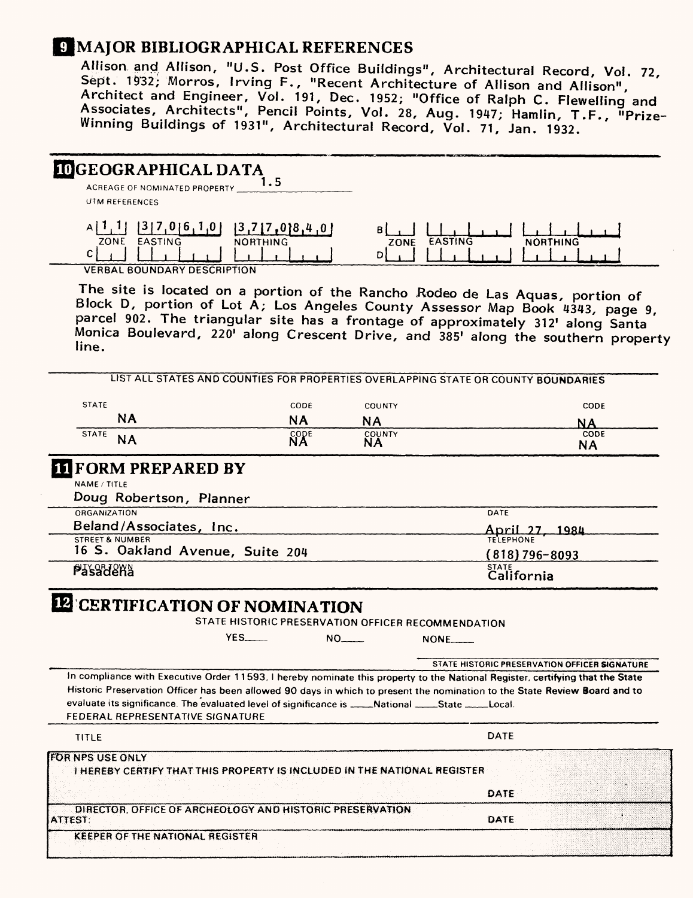## 9 MAJOR BIBLIOGRAPHICAL REFERENCES

Allison and Allison, "U.S. Post Office Buildings", Architectural Record, Vol. 72, Sept. 1932; Morros, Irving F., "Recent Architecture of Allison and Allison", Architect and Engineer, Vol. 191, Dec. 1952; "Office of Ralph C. Flewelling and Associates, Architects", Pencil Points, Vol. 28, Aug. 1947; Hamlin, T.F., "Prize-Winning Buildings of 1931", Architectural Record, Vol. 71, Jan. 1932.

## 10 GEOGRAPHICAL DATA

ACREAGE OF NOMINATED PROPERTY 1.5

UTM REFERENCES

| | ZONE | EASTING | NORTHING | | ZONE | EASTING | NORTHING |
|---|---|---|---|---|---|---|---|
| A | 1 1 | 3 7 0 6 1 0 | 3 7 7 0 8 4 0 | B | | | |
| C | | | | D | | | |

VERBAL BOUNDARY DESCRIPTION

The site is located on a portion of the Rancho Rodeo de Las Aquas, portion of Block D, portion of Lot A; Los Angeles County Assessor Map Book 4343, page 9, parcel 902. The triangular site has a frontage of approximately 312' along Santa Monica Boulevard, 220' along Crescent Drive, and 385' along the southern property line.

LIST ALL STATES AND COUNTIES FOR PROPERTIES OVERLAPPING STATE OR COUNTY BOUNDARIES

| STATE | CODE | COUNTY | CODE |
|---|---|---|---|
| NA | NA | NA | NA |
| NA | NA | NA | NA |

## 11 FORM PREPARED BY

NAME / TITLE
Doug Robertson, Planner

| ORGANIZATION | DATE |
|---|---|
| Beland/Associates, Inc. | April 27, 1984 |

| STREET & NUMBER | TELEPHONE |
|---|---|
| 16 S. Oakland Avenue, Suite 204 | (818) 796-8093 |

| CITY OR TOWN | STATE |
|---|---|
| Pasadena | California |

## 12 CERTIFICATION OF NOMINATION

STATE HISTORIC PRESERVATION OFFICER RECOMMENDATION

YES\_\_\_\_ NO\_\_\_\_ NONE\_\_\_\_

STATE HISTORIC PRESERVATION OFFICER SIGNATURE

In compliance with Executive Order 11593, I hereby nominate this property to the National Register, certifying that the State Historic Preservation Officer has been allowed 90 days in which to present the nomination to the State Review Board and to evaluate its significance. The evaluated level of significance is \_\_\_\_National \_\_\_\_State \_\_\_\_Local.

FEDERAL REPRESENTATIVE SIGNATURE

TITLE DATE

FOR NPS USE ONLY

I HEREBY CERTIFY THAT THIS PROPERTY IS INCLUDED IN THE NATIONAL REGISTER

DATE

DIRECTOR, OFFICE OF ARCHEOLOGY AND HISTORIC PRESERVATION

ATTEST: DATE

KEEPER OF THE NATIONAL REGISTER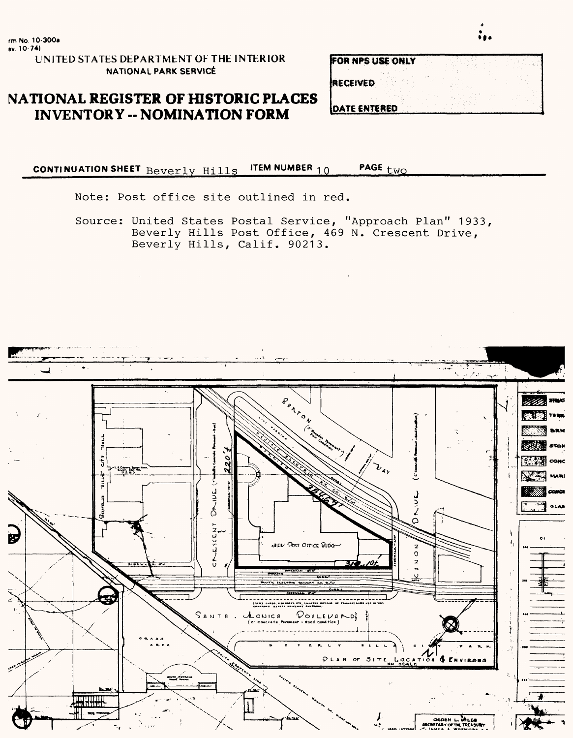UNITED STATES DEPARTMENT OF THE INTERIOR
NATIONAL PARK SERVICE

# NATIONAL REGISTER OF HISTORIC PLACES INVENTORY -- NOMINATION FORM

FOR NPS USE ONLY

RECEIVED

DATE ENTERED

CONTINUATION SHEET Beverly Hills ITEM NUMBER 10 PAGE two

Note: Post office site outlined in red.

Source: United States Postal Service, "Approach Plan" 1933, Beverly Hills Post Office, 469 N. Crescent Drive, Beverly Hills, Calif. 90213.

BEVERLY HILLS CITY HALL

CRESCENT DRIVE

220'±

BURTON WAY

PACIFIC ELECTRIC RY. CO. R/W

384.69'

NEW POST OFFICE BLDG

310.10'±

CANON DRIVE

SANTA MONICA BOULEVARD

BEVERLY HILLS CITY PARK

PLAN OF SITE LOCATION & ENVIRONS

NO SCALE

OGDEN L. MILLS
SECRETARY OF THE TREASURY